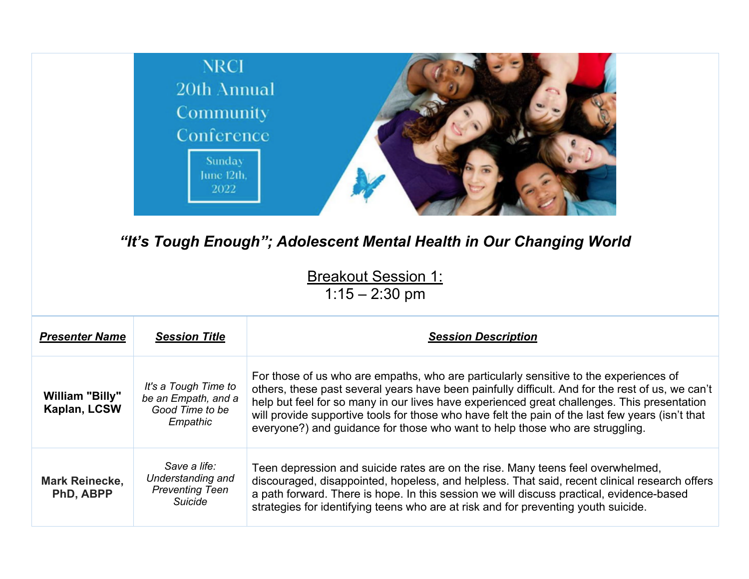NRCI
20th Annual
Community
Conference

Sunday
June 12th,
2022

## *"It's Tough Enough"; Adolescent Mental Health in Our Changing World*

### Breakout Session 1:
1:15 – 2:30 pm

| ***Presenter Name*** | ***Session Title*** | ***Session Description*** |
|---|---|---|
| **William "Billy" Kaplan, LCSW** | *It's a Tough Time to be an Empath, and a Good Time to be Empathic* | For those of us who are empaths, who are particularly sensitive to the experiences of others, these past several years have been painfully difficult. And for the rest of us, we can't help but feel for so many in our lives have experienced great challenges. This presentation will provide supportive tools for those who have felt the pain of the last few years (isn't that everyone?) and guidance for those who want to help those who are struggling. |
| **Mark Reinecke, PhD, ABPP** | *Save a life: Understanding and Preventing Teen Suicide* | Teen depression and suicide rates are on the rise. Many teens feel overwhelmed, discouraged, disappointed, hopeless, and helpless. That said, recent clinical research offers a path forward. There is hope. In this session we will discuss practical, evidence-based strategies for identifying teens who are at risk and for preventing youth suicide. |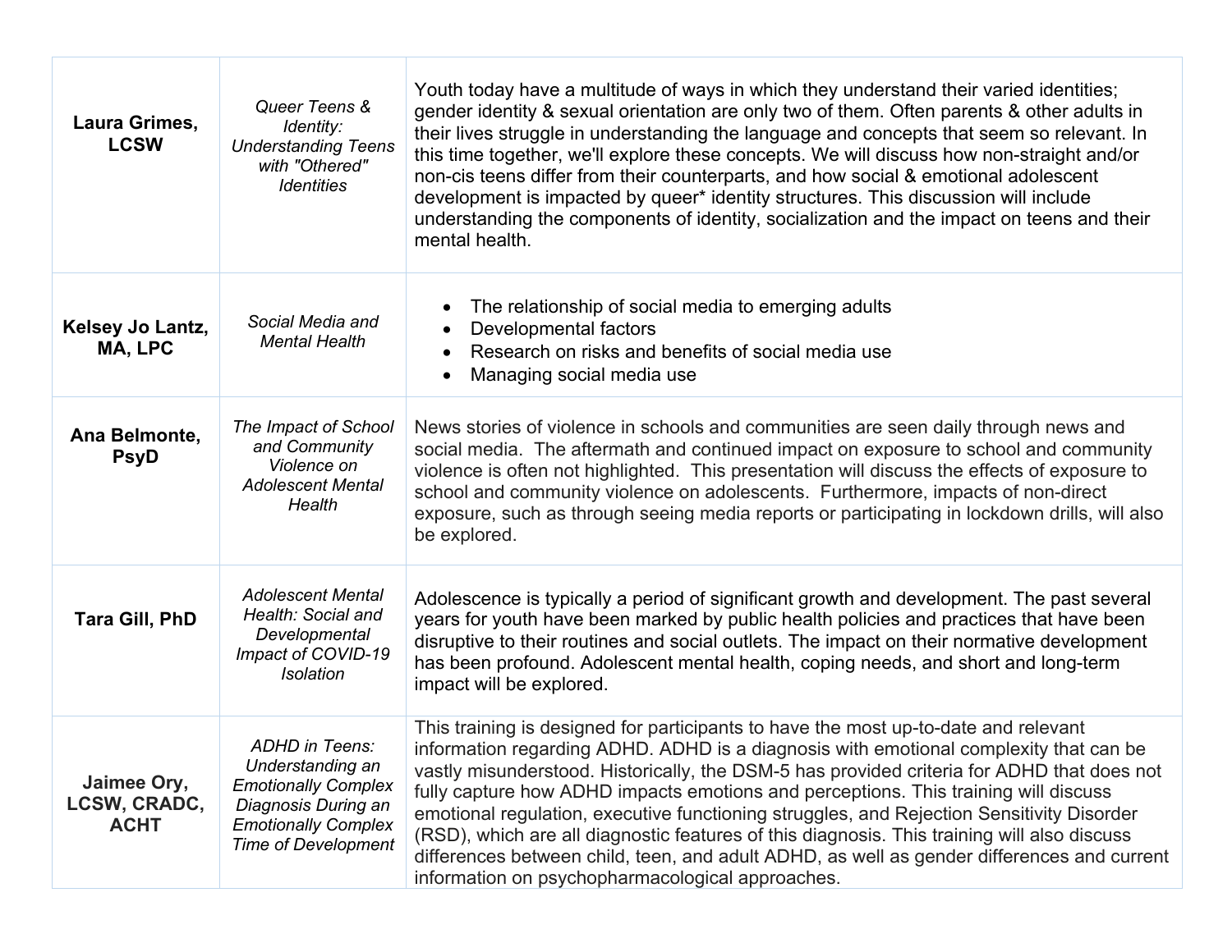| | | |
|---|---|---|
| **Laura Grimes, LCSW** | *Queer Teens & Identity: Understanding Teens with "Othered" Identities* | Youth today have a multitude of ways in which they understand their varied identities; gender identity & sexual orientation are only two of them. Often parents & other adults in their lives struggle in understanding the language and concepts that seem so relevant. In this time together, we'll explore these concepts. We will discuss how non-straight and/or non-cis teens differ from their counterparts, and how social & emotional adolescent development is impacted by queer* identity structures. This discussion will include understanding the components of identity, socialization and the impact on teens and their mental health. |
| **Kelsey Jo Lantz, MA, LPC** | *Social Media and Mental Health* | • The relationship of social media to emerging adults<br>• Developmental factors<br>• Research on risks and benefits of social media use<br>• Managing social media use |
| **Ana Belmonte, PsyD** | *The Impact of School and Community Violence on Adolescent Mental Health* | News stories of violence in schools and communities are seen daily through news and social media. The aftermath and continued impact on exposure to school and community violence is often not highlighted. This presentation will discuss the effects of exposure to school and community violence on adolescents. Furthermore, impacts of non-direct exposure, such as through seeing media reports or participating in lockdown drills, will also be explored. |
| **Tara Gill, PhD** | *Adolescent Mental Health: Social and Developmental Impact of COVID-19 Isolation* | Adolescence is typically a period of significant growth and development. The past several years for youth have been marked by public health policies and practices that have been disruptive to their routines and social outlets. The impact on their normative development has been profound. Adolescent mental health, coping needs, and short and long-term impact will be explored. |
| **Jaimee Ory, LCSW, CRADC, ACHT** | *ADHD in Teens: Understanding an Emotionally Complex Diagnosis During an Emotionally Complex Time of Development* | This training is designed for participants to have the most up-to-date and relevant information regarding ADHD. ADHD is a diagnosis with emotional complexity that can be vastly misunderstood. Historically, the DSM-5 has provided criteria for ADHD that does not fully capture how ADHD impacts emotions and perceptions. This training will discuss emotional regulation, executive functioning struggles, and Rejection Sensitivity Disorder (RSD), which are all diagnostic features of this diagnosis. This training will also discuss differences between child, teen, and adult ADHD, as well as gender differences and current information on psychopharmacological approaches. |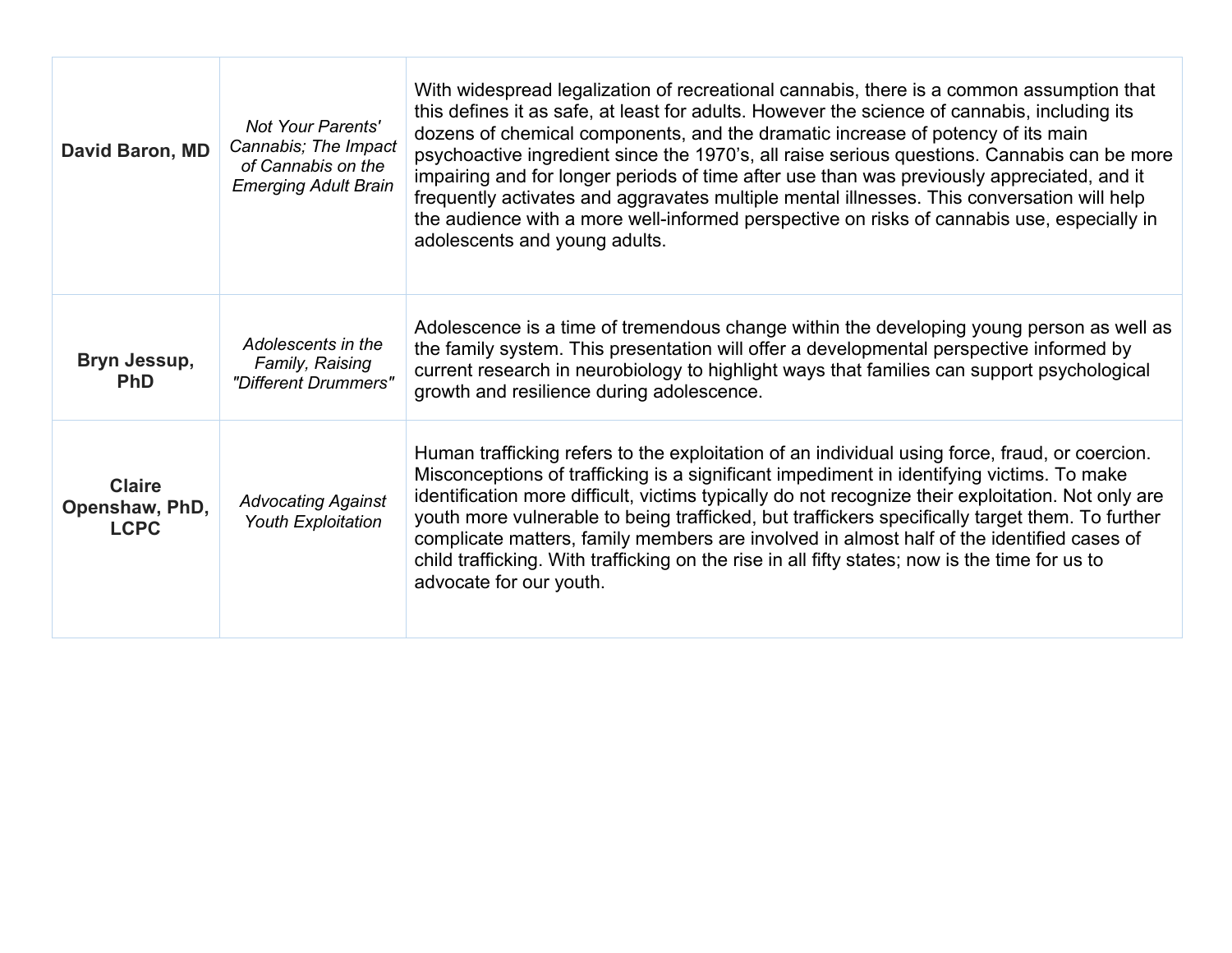| | | |
|---|---|---|
| **David Baron, MD** | *Not Your Parents' Cannabis; The Impact of Cannabis on the Emerging Adult Brain* | With widespread legalization of recreational cannabis, there is a common assumption that this defines it as safe, at least for adults. However the science of cannabis, including its dozens of chemical components, and the dramatic increase of potency of its main psychoactive ingredient since the 1970's, all raise serious questions. Cannabis can be more impairing and for longer periods of time after use than was previously appreciated, and it frequently activates and aggravates multiple mental illnesses. This conversation will help the audience with a more well-informed perspective on risks of cannabis use, especially in adolescents and young adults. |
| **Bryn Jessup, PhD** | *Adolescents in the Family, Raising "Different Drummers"* | Adolescence is a time of tremendous change within the developing young person as well as the family system. This presentation will offer a developmental perspective informed by current research in neurobiology to highlight ways that families can support psychological growth and resilience during adolescence. |
| **Claire Openshaw, PhD, LCPC** | *Advocating Against Youth Exploitation* | Human trafficking refers to the exploitation of an individual using force, fraud, or coercion. Misconceptions of trafficking is a significant impediment in identifying victims. To make identification more difficult, victims typically do not recognize their exploitation. Not only are youth more vulnerable to being trafficked, but traffickers specifically target them. To further complicate matters, family members are involved in almost half of the identified cases of child trafficking. With trafficking on the rise in all fifty states; now is the time for us to advocate for our youth. |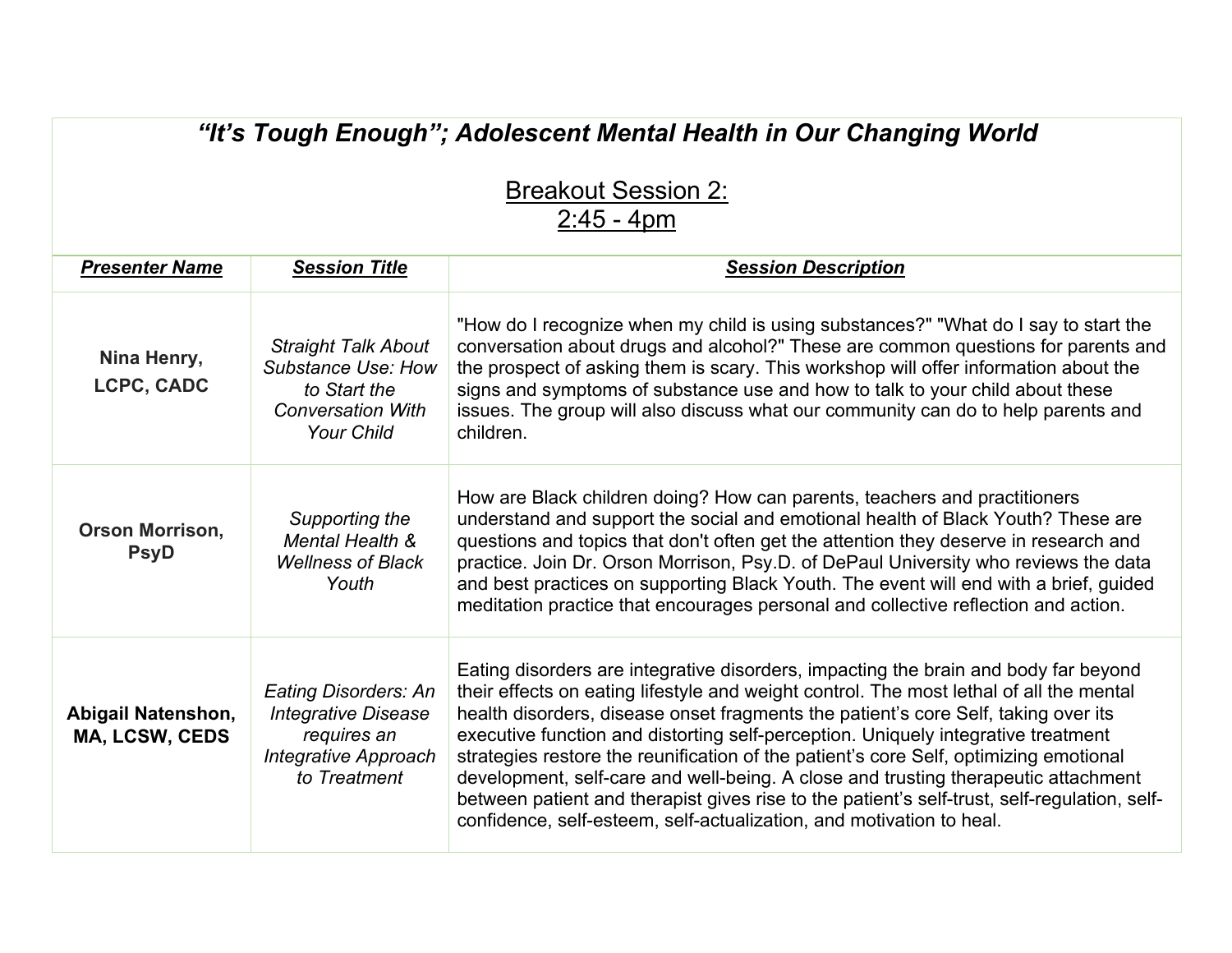# *"It's Tough Enough"; Adolescent Mental Health in Our Changing World*

## Breakout Session 2:
## 2:45 - 4pm

| ***Presenter Name*** | ***Session Title*** | ***Session Description*** |
|---|---|---|
| **Nina Henry, LCPC, CADC** | *Straight Talk About Substance Use: How to Start the Conversation With Your Child* | "How do I recognize when my child is using substances?" "What do I say to start the conversation about drugs and alcohol?" These are common questions for parents and the prospect of asking them is scary. This workshop will offer information about the signs and symptoms of substance use and how to talk to your child about these issues. The group will also discuss what our community can do to help parents and children. |
| **Orson Morrison, PsyD** | *Supporting the Mental Health & Wellness of Black Youth* | How are Black children doing? How can parents, teachers and practitioners understand and support the social and emotional health of Black Youth? These are questions and topics that don't often get the attention they deserve in research and practice. Join Dr. Orson Morrison, Psy.D. of DePaul University who reviews the data and best practices on supporting Black Youth. The event will end with a brief, guided meditation practice that encourages personal and collective reflection and action. |
| **Abigail Natenshon, MA, LCSW, CEDS** | *Eating Disorders: An Integrative Disease requires an Integrative Approach to Treatment* | Eating disorders are integrative disorders, impacting the brain and body far beyond their effects on eating lifestyle and weight control. The most lethal of all the mental health disorders, disease onset fragments the patient's core Self, taking over its executive function and distorting self-perception. Uniquely integrative treatment strategies restore the reunification of the patient's core Self, optimizing emotional development, self-care and well-being. A close and trusting therapeutic attachment between patient and therapist gives rise to the patient's self-trust, self-regulation, self-confidence, self-esteem, self-actualization, and motivation to heal. |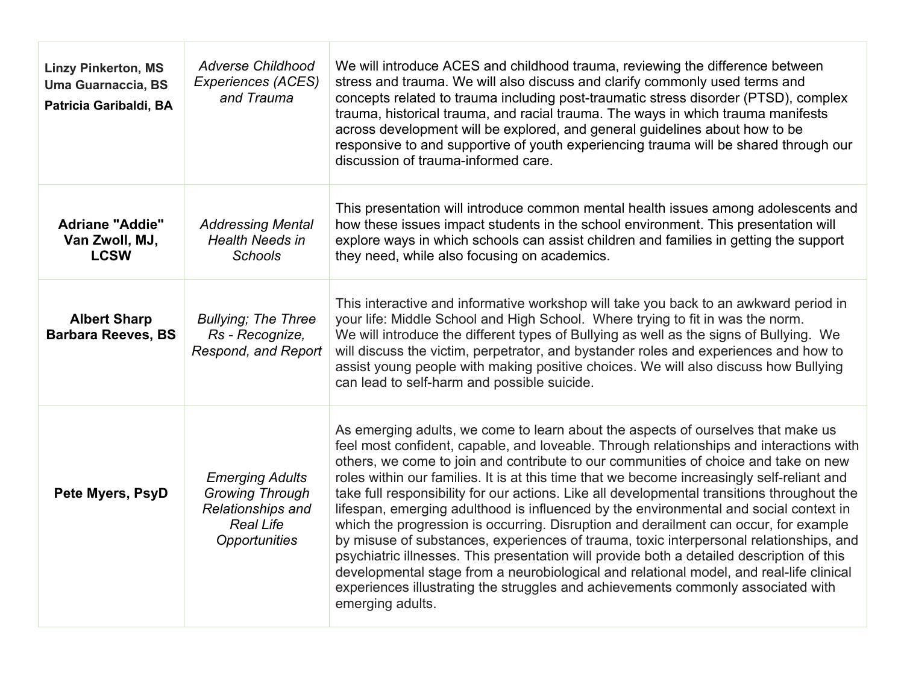| | | |
|---|---|---|
| **Linzy Pinkerton, MS**<br>**Uma Guarnaccia, BS**<br>**Patricia Garibaldi, BA** | *Adverse Childhood Experiences (ACES) and Trauma* | We will introduce ACES and childhood trauma, reviewing the difference between stress and trauma. We will also discuss and clarify commonly used terms and concepts related to trauma including post-traumatic stress disorder (PTSD), complex trauma, historical trauma, and racial trauma. The ways in which trauma manifests across development will be explored, and general guidelines about how to be responsive to and supportive of youth experiencing trauma will be shared through our discussion of trauma-informed care. |
| **Adriane "Addie" Van Zwoll, MJ, LCSW** | *Addressing Mental Health Needs in Schools* | This presentation will introduce common mental health issues among adolescents and how these issues impact students in the school environment. This presentation will explore ways in which schools can assist children and families in getting the support they need, while also focusing on academics. |
| **Albert Sharp**<br>**Barbara Reeves, BS** | *Bullying; The Three Rs - Recognize, Respond, and Report* | This interactive and informative workshop will take you back to an awkward period in your life: Middle School and High School. Where trying to fit in was the norm.<br>We will introduce the different types of Bullying as well as the signs of Bullying. We will discuss the victim, perpetrator, and bystander roles and experiences and how to assist young people with making positive choices. We will also discuss how Bullying can lead to self-harm and possible suicide. |
| **Pete Myers, PsyD** | *Emerging Adults Growing Through Relationships and Real Life Opportunities* | As emerging adults, we come to learn about the aspects of ourselves that make us feel most confident, capable, and loveable. Through relationships and interactions with others, we come to join and contribute to our communities of choice and take on new roles within our families. It is at this time that we become increasingly self-reliant and take full responsibility for our actions. Like all developmental transitions throughout the lifespan, emerging adulthood is influenced by the environmental and social context in which the progression is occurring. Disruption and derailment can occur, for example by misuse of substances, experiences of trauma, toxic interpersonal relationships, and psychiatric illnesses. This presentation will provide both a detailed description of this developmental stage from a neurobiological and relational model, and real-life clinical experiences illustrating the struggles and achievements commonly associated with emerging adults. |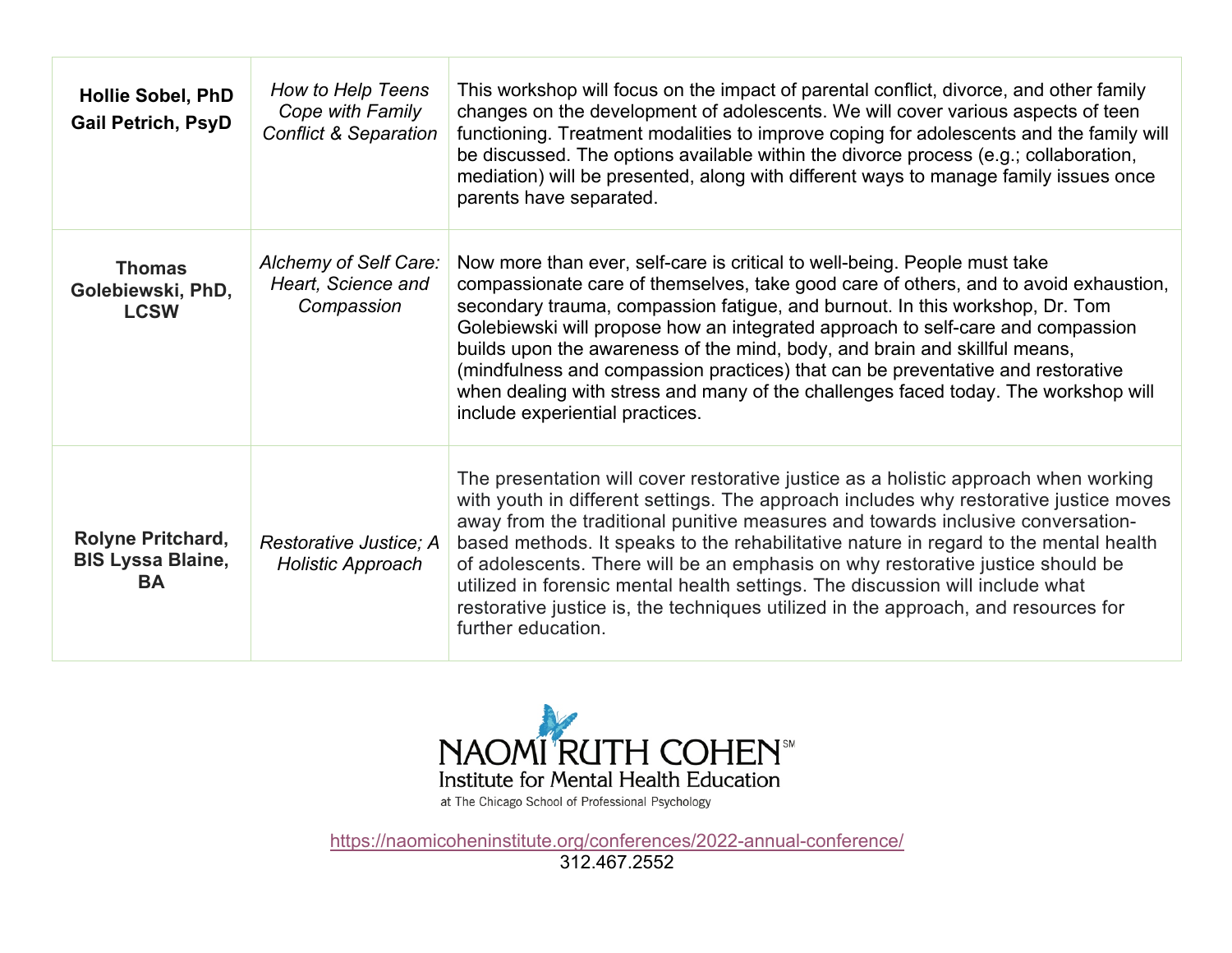| | | |
|---|---|---|
| **Hollie Sobel, PhD**<br>**Gail Petrich, PsyD** | *How to Help Teens Cope with Family Conflict & Separation* | This workshop will focus on the impact of parental conflict, divorce, and other family changes on the development of adolescents. We will cover various aspects of teen functioning. Treatment modalities to improve coping for adolescents and the family will be discussed. The options available within the divorce process (e.g.; collaboration, mediation) will be presented, along with different ways to manage family issues once parents have separated. |
| **Thomas Golebiewski, PhD, LCSW** | *Alchemy of Self Care: Heart, Science and Compassion* | Now more than ever, self-care is critical to well-being. People must take compassionate care of themselves, take good care of others, and to avoid exhaustion, secondary trauma, compassion fatigue, and burnout. In this workshop, Dr. Tom Golebiewski will propose how an integrated approach to self-care and compassion builds upon the awareness of the mind, body, and brain and skillful means, (mindfulness and compassion practices) that can be preventative and restorative when dealing with stress and many of the challenges faced today. The workshop will include experiential practices. |
| **Rolyne Pritchard, BIS Lyssa Blaine, BA** | *Restorative Justice; A Holistic Approach* | The presentation will cover restorative justice as a holistic approach when working with youth in different settings. The approach includes why restorative justice moves away from the traditional punitive measures and towards inclusive conversation-based methods. It speaks to the rehabilitative nature in regard to the mental health of adolescents. There will be an emphasis on why restorative justice should be utilized in forensic mental health settings. The discussion will include what restorative justice is, the techniques utilized in the approach, and resources for further education. |

NAOMI RUTH COHEN℠
Institute for Mental Health Education
at The Chicago School of Professional Psychology

https://naomicoheninstitute.org/conferences/2022-annual-conference/
312.467.2552